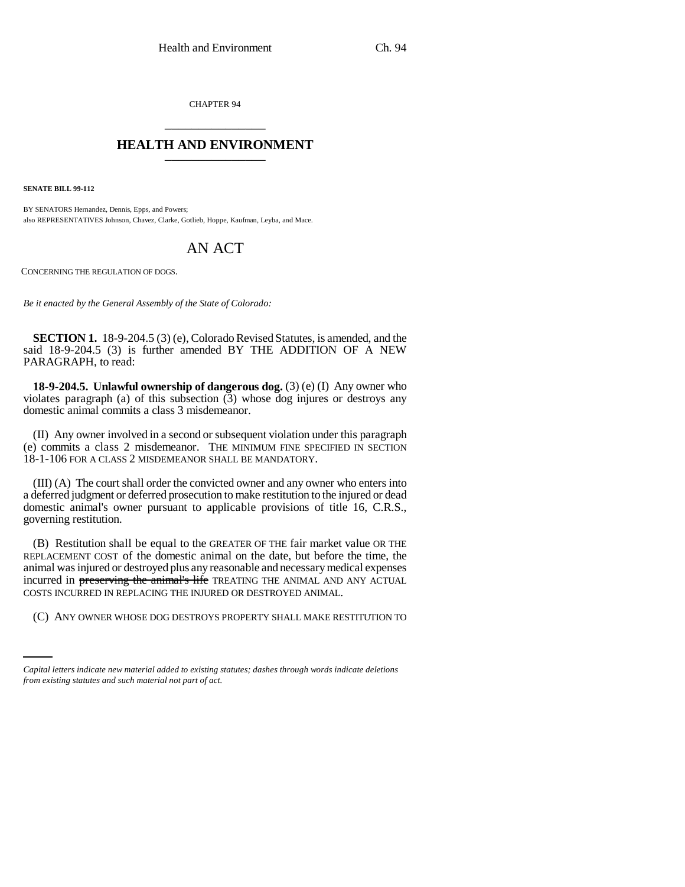CHAPTER 94

# HEALTH AND ENVIRONMENT

**SENATE BILL 99-112**

BY SENATORS Hernandez, Dennis, Epps, and Powers;
also REPRESENTATIVES Johnson, Chavez, Clarke, Gotlieb, Hoppe, Kaufman, Leyba, and Mace.

## AN ACT

CONCERNING THE REGULATION OF DOGS.

*Be it enacted by the General Assembly of the State of Colorado:*

**SECTION 1.** 18-9-204.5 (3) (e), Colorado Revised Statutes, is amended, and the said 18-9-204.5 (3) is further amended BY THE ADDITION OF A NEW PARAGRAPH, to read:

**18-9-204.5. Unlawful ownership of dangerous dog.** (3) (e) (I) Any owner who violates paragraph (a) of this subsection (3) whose dog injures or destroys any domestic animal commits a class 3 misdemeanor.

(II) Any owner involved in a second or subsequent violation under this paragraph (e) commits a class 2 misdemeanor. THE MINIMUM FINE SPECIFIED IN SECTION 18-1-106 FOR A CLASS 2 MISDEMEANOR SHALL BE MANDATORY.

(III) (A) The court shall order the convicted owner and any owner who enters into a deferred judgment or deferred prosecution to make restitution to the injured or dead domestic animal's owner pursuant to applicable provisions of title 16, C.R.S., governing restitution.

(B) Restitution shall be equal to the GREATER OF THE fair market value OR THE REPLACEMENT COST of the domestic animal on the date, but before the time, the animal was injured or destroyed plus any reasonable and necessary medical expenses incurred in ~~preserving the animal's life~~ TREATING THE ANIMAL AND ANY ACTUAL COSTS INCURRED IN REPLACING THE INJURED OR DESTROYED ANIMAL.

(C) ANY OWNER WHOSE DOG DESTROYS PROPERTY SHALL MAKE RESTITUTION TO

*Capital letters indicate new material added to existing statutes; dashes through words indicate deletions from existing statutes and such material not part of act.*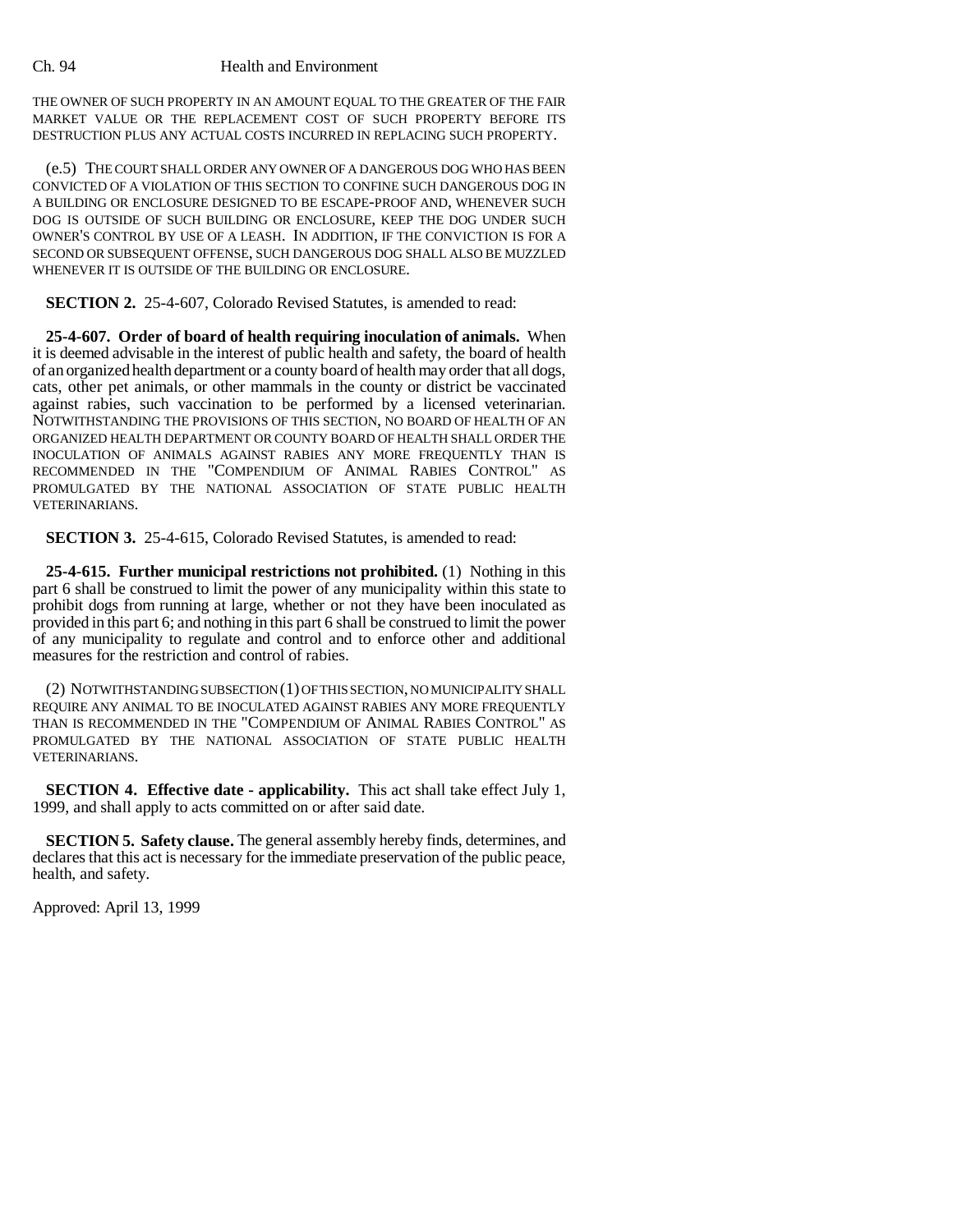THE OWNER OF SUCH PROPERTY IN AN AMOUNT EQUAL TO THE GREATER OF THE FAIR MARKET VALUE OR THE REPLACEMENT COST OF SUCH PROPERTY BEFORE ITS DESTRUCTION PLUS ANY ACTUAL COSTS INCURRED IN REPLACING SUCH PROPERTY.

(e.5) THE COURT SHALL ORDER ANY OWNER OF A DANGEROUS DOG WHO HAS BEEN CONVICTED OF A VIOLATION OF THIS SECTION TO CONFINE SUCH DANGEROUS DOG IN A BUILDING OR ENCLOSURE DESIGNED TO BE ESCAPE-PROOF AND, WHENEVER SUCH DOG IS OUTSIDE OF SUCH BUILDING OR ENCLOSURE, KEEP THE DOG UNDER SUCH OWNER'S CONTROL BY USE OF A LEASH. IN ADDITION, IF THE CONVICTION IS FOR A SECOND OR SUBSEQUENT OFFENSE, SUCH DANGEROUS DOG SHALL ALSO BE MUZZLED WHENEVER IT IS OUTSIDE OF THE BUILDING OR ENCLOSURE.

**SECTION 2.** 25-4-607, Colorado Revised Statutes, is amended to read:

**25-4-607. Order of board of health requiring inoculation of animals.** When it is deemed advisable in the interest of public health and safety, the board of health of an organized health department or a county board of health may order that all dogs, cats, other pet animals, or other mammals in the county or district be vaccinated against rabies, such vaccination to be performed by a licensed veterinarian. NOTWITHSTANDING THE PROVISIONS OF THIS SECTION, NO BOARD OF HEALTH OF AN ORGANIZED HEALTH DEPARTMENT OR COUNTY BOARD OF HEALTH SHALL ORDER THE INOCULATION OF ANIMALS AGAINST RABIES ANY MORE FREQUENTLY THAN IS RECOMMENDED IN THE "COMPENDIUM OF ANIMAL RABIES CONTROL" AS PROMULGATED BY THE NATIONAL ASSOCIATION OF STATE PUBLIC HEALTH VETERINARIANS.

**SECTION 3.** 25-4-615, Colorado Revised Statutes, is amended to read:

**25-4-615. Further municipal restrictions not prohibited.** (1) Nothing in this part 6 shall be construed to limit the power of any municipality within this state to prohibit dogs from running at large, whether or not they have been inoculated as provided in this part 6; and nothing in this part 6 shall be construed to limit the power of any municipality to regulate and control and to enforce other and additional measures for the restriction and control of rabies.

(2) NOTWITHSTANDING SUBSECTION (1) OF THIS SECTION, NO MUNICIPALITY SHALL REQUIRE ANY ANIMAL TO BE INOCULATED AGAINST RABIES ANY MORE FREQUENTLY THAN IS RECOMMENDED IN THE "COMPENDIUM OF ANIMAL RABIES CONTROL" AS PROMULGATED BY THE NATIONAL ASSOCIATION OF STATE PUBLIC HEALTH VETERINARIANS.

**SECTION 4. Effective date - applicability.** This act shall take effect July 1, 1999, and shall apply to acts committed on or after said date.

**SECTION 5. Safety clause.** The general assembly hereby finds, determines, and declares that this act is necessary for the immediate preservation of the public peace, health, and safety.

Approved: April 13, 1999